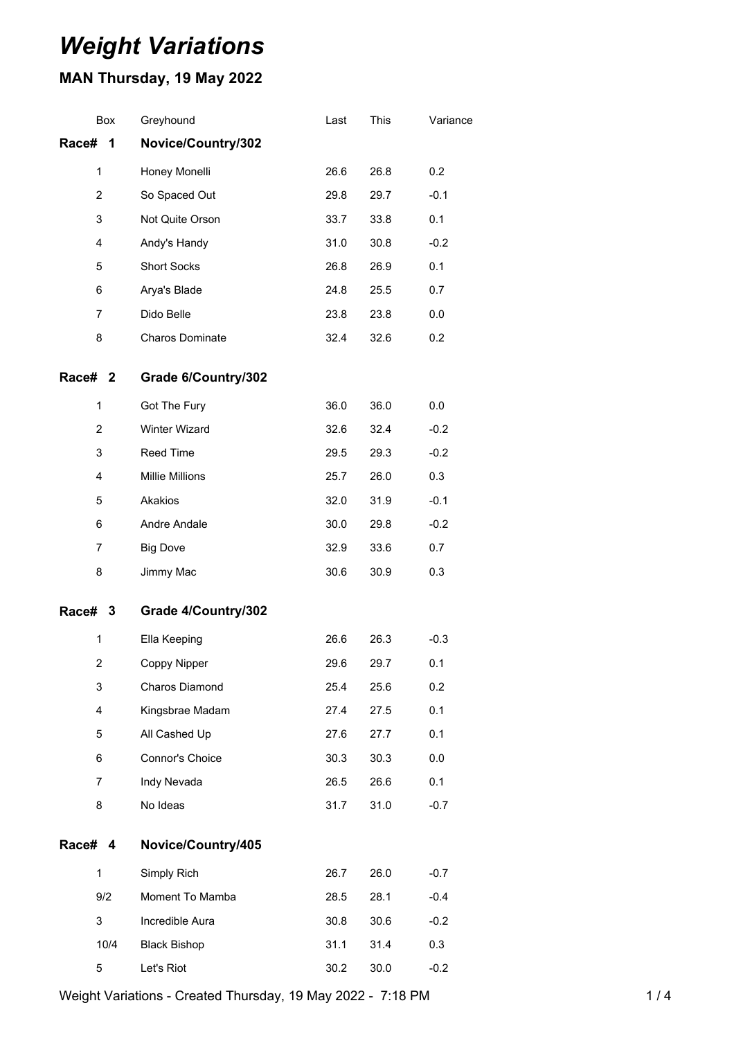# *Weight Variations*

## MAN Thursday, 19 May 2022

| Box | Greyhound | Last | This | Variance |
|---|---|---|---|---|
| **Race# 1** | **Novice/Country/302** | | | |
| 1 | Honey Monelli | 26.6 | 26.8 | 0.2 |
| 2 | So Spaced Out | 29.8 | 29.7 | -0.1 |
| 3 | Not Quite Orson | 33.7 | 33.8 | 0.1 |
| 4 | Andy's Handy | 31.0 | 30.8 | -0.2 |
| 5 | Short Socks | 26.8 | 26.9 | 0.1 |
| 6 | Arya's Blade | 24.8 | 25.5 | 0.7 |
| 7 | Dido Belle | 23.8 | 23.8 | 0.0 |
| 8 | Charos Dominate | 32.4 | 32.6 | 0.2 |
| **Race# 2** | **Grade 6/Country/302** | | | |
| 1 | Got The Fury | 36.0 | 36.0 | 0.0 |
| 2 | Winter Wizard | 32.6 | 32.4 | -0.2 |
| 3 | Reed Time | 29.5 | 29.3 | -0.2 |
| 4 | Millie Millions | 25.7 | 26.0 | 0.3 |
| 5 | Akakios | 32.0 | 31.9 | -0.1 |
| 6 | Andre Andale | 30.0 | 29.8 | -0.2 |
| 7 | Big Dove | 32.9 | 33.6 | 0.7 |
| 8 | Jimmy Mac | 30.6 | 30.9 | 0.3 |
| **Race# 3** | **Grade 4/Country/302** | | | |
| 1 | Ella Keeping | 26.6 | 26.3 | -0.3 |
| 2 | Coppy Nipper | 29.6 | 29.7 | 0.1 |
| 3 | Charos Diamond | 25.4 | 25.6 | 0.2 |
| 4 | Kingsbrae Madam | 27.4 | 27.5 | 0.1 |
| 5 | All Cashed Up | 27.6 | 27.7 | 0.1 |
| 6 | Connor's Choice | 30.3 | 30.3 | 0.0 |
| 7 | Indy Nevada | 26.5 | 26.6 | 0.1 |
| 8 | No Ideas | 31.7 | 31.0 | -0.7 |
| **Race# 4** | **Novice/Country/405** | | | |
| 1 | Simply Rich | 26.7 | 26.0 | -0.7 |
| 9/2 | Moment To Mamba | 28.5 | 28.1 | -0.4 |
| 3 | Incredible Aura | 30.8 | 30.6 | -0.2 |
| 10/4 | Black Bishop | 31.1 | 31.4 | 0.3 |
| 5 | Let's Riot | 30.2 | 30.0 | -0.2 |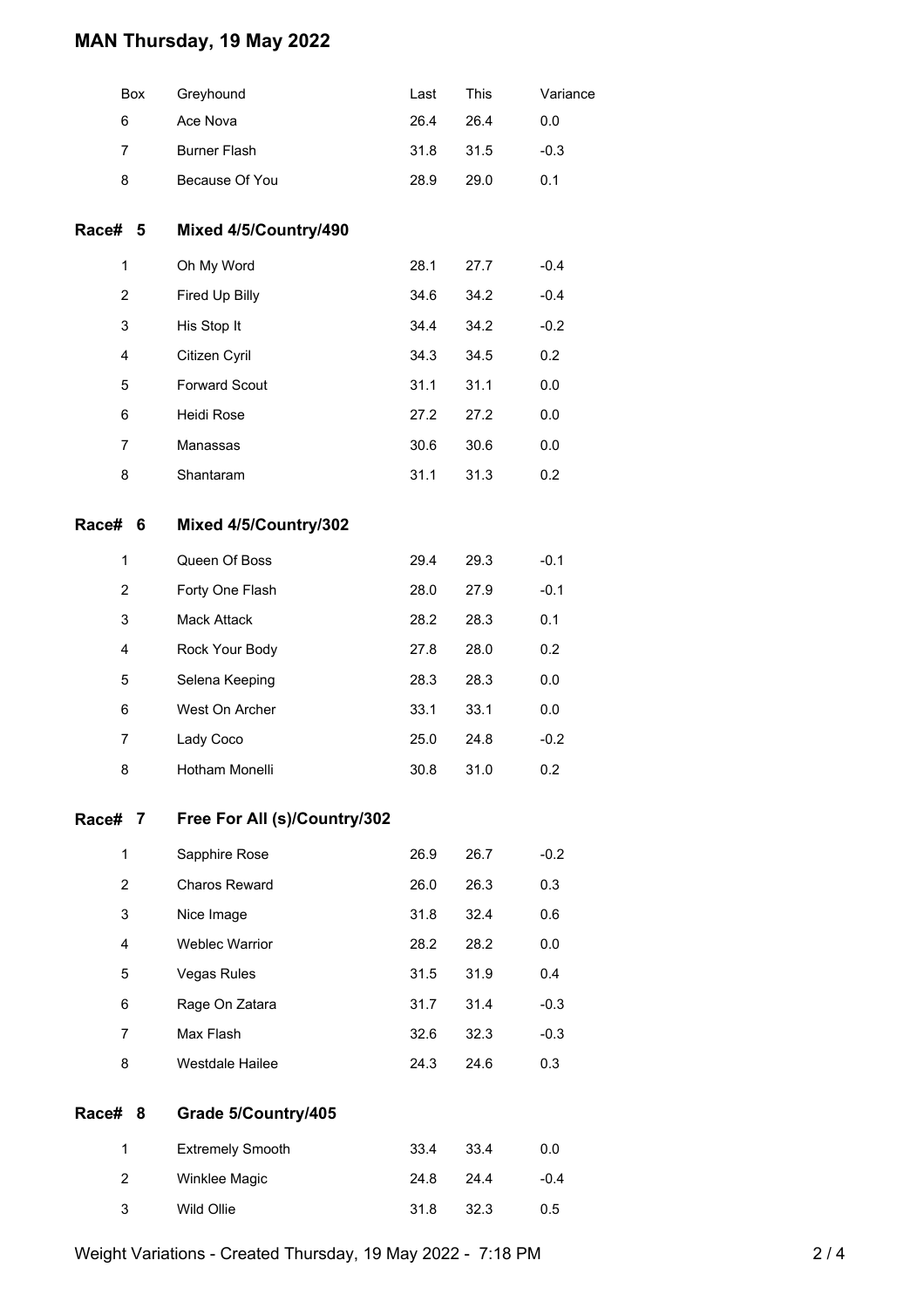# MAN Thursday, 19 May 2022

| Box | Greyhound | Last | This | Variance |
|---|---|---|---|---|
| 6 | Ace Nova | 26.4 | 26.4 | 0.0 |
| 7 | Burner Flash | 31.8 | 31.5 | -0.3 |
| 8 | Because Of You | 28.9 | 29.0 | 0.1 |

## Race# 5 Mixed 4/5/Country/490

| Box | Greyhound | Last | This | Variance |
|---|---|---|---|---|
| 1 | Oh My Word | 28.1 | 27.7 | -0.4 |
| 2 | Fired Up Billy | 34.6 | 34.2 | -0.4 |
| 3 | His Stop It | 34.4 | 34.2 | -0.2 |
| 4 | Citizen Cyril | 34.3 | 34.5 | 0.2 |
| 5 | Forward Scout | 31.1 | 31.1 | 0.0 |
| 6 | Heidi Rose | 27.2 | 27.2 | 0.0 |
| 7 | Manassas | 30.6 | 30.6 | 0.0 |
| 8 | Shantaram | 31.1 | 31.3 | 0.2 |

## Race# 6 Mixed 4/5/Country/302

| Box | Greyhound | Last | This | Variance |
|---|---|---|---|---|
| 1 | Queen Of Boss | 29.4 | 29.3 | -0.1 |
| 2 | Forty One Flash | 28.0 | 27.9 | -0.1 |
| 3 | Mack Attack | 28.2 | 28.3 | 0.1 |
| 4 | Rock Your Body | 27.8 | 28.0 | 0.2 |
| 5 | Selena Keeping | 28.3 | 28.3 | 0.0 |
| 6 | West On Archer | 33.1 | 33.1 | 0.0 |
| 7 | Lady Coco | 25.0 | 24.8 | -0.2 |
| 8 | Hotham Monelli | 30.8 | 31.0 | 0.2 |

## Race# 7 Free For All (s)/Country/302

| Box | Greyhound | Last | This | Variance |
|---|---|---|---|---|
| 1 | Sapphire Rose | 26.9 | 26.7 | -0.2 |
| 2 | Charos Reward | 26.0 | 26.3 | 0.3 |
| 3 | Nice Image | 31.8 | 32.4 | 0.6 |
| 4 | Weblec Warrior | 28.2 | 28.2 | 0.0 |
| 5 | Vegas Rules | 31.5 | 31.9 | 0.4 |
| 6 | Rage On Zatara | 31.7 | 31.4 | -0.3 |
| 7 | Max Flash | 32.6 | 32.3 | -0.3 |
| 8 | Westdale Hailee | 24.3 | 24.6 | 0.3 |

## Race# 8 Grade 5/Country/405

| Box | Greyhound | Last | This | Variance |
|---|---|---|---|---|
| 1 | Extremely Smooth | 33.4 | 33.4 | 0.0 |
| 2 | Winklee Magic | 24.8 | 24.4 | -0.4 |
| 3 | Wild Ollie | 31.8 | 32.3 | 0.5 |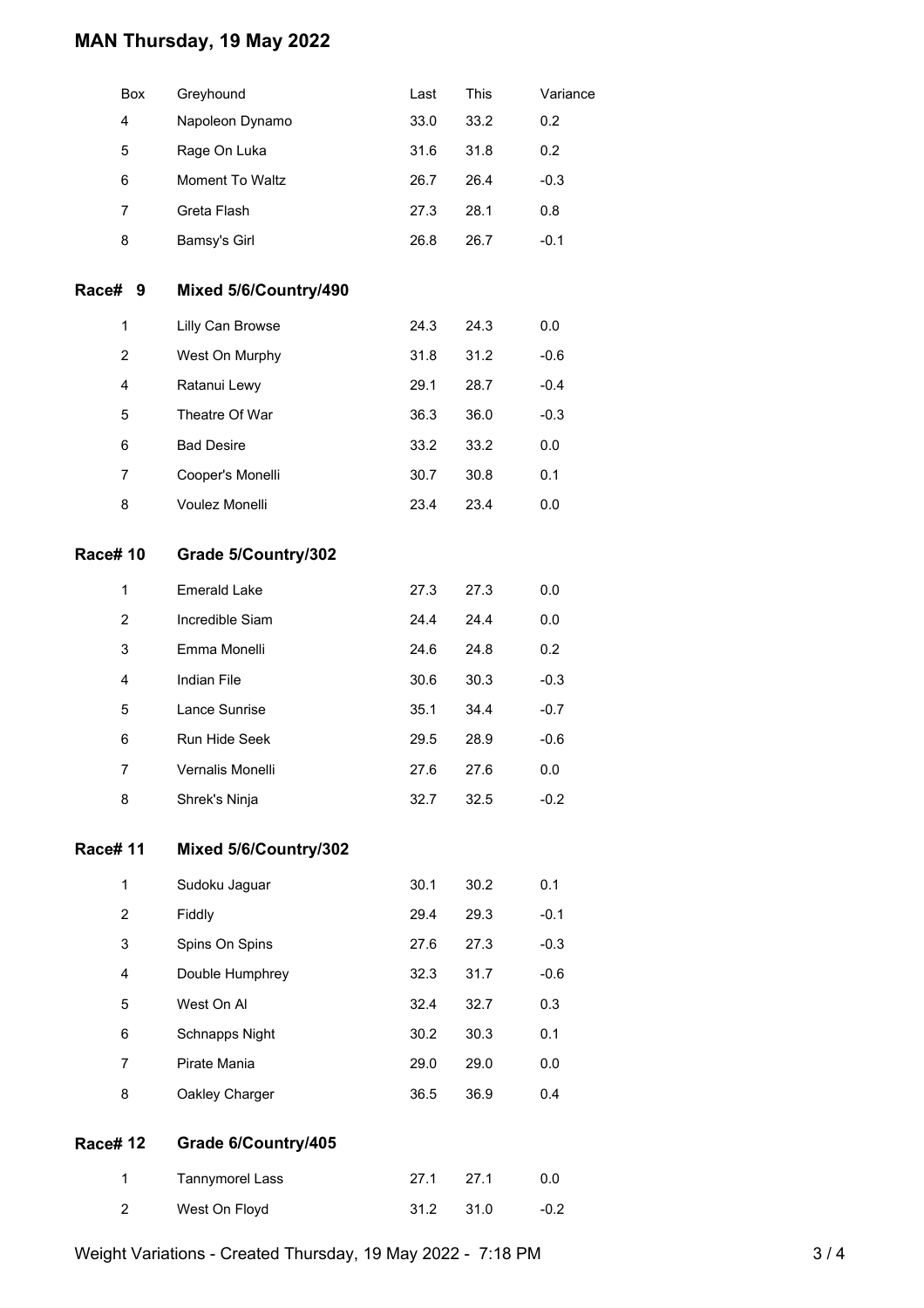# MAN Thursday, 19 May 2022

| Box | Greyhound | Last | This | Variance |
|---|---|---|---|---|
| 4 | Napoleon Dynamo | 33.0 | 33.2 | 0.2 |
| 5 | Rage On Luka | 31.6 | 31.8 | 0.2 |
| 6 | Moment To Waltz | 26.7 | 26.4 | -0.3 |
| 7 | Greta Flash | 27.3 | 28.1 | 0.8 |
| 8 | Bamsy's Girl | 26.8 | 26.7 | -0.1 |

## Race# 9 Mixed 5/6/Country/490

| Box | Greyhound | Last | This | Variance |
|---|---|---|---|---|
| 1 | Lilly Can Browse | 24.3 | 24.3 | 0.0 |
| 2 | West On Murphy | 31.8 | 31.2 | -0.6 |
| 4 | Ratanui Lewy | 29.1 | 28.7 | -0.4 |
| 5 | Theatre Of War | 36.3 | 36.0 | -0.3 |
| 6 | Bad Desire | 33.2 | 33.2 | 0.0 |
| 7 | Cooper's Monelli | 30.7 | 30.8 | 0.1 |
| 8 | Voulez Monelli | 23.4 | 23.4 | 0.0 |

## Race# 10 Grade 5/Country/302

| Box | Greyhound | Last | This | Variance |
|---|---|---|---|---|
| 1 | Emerald Lake | 27.3 | 27.3 | 0.0 |
| 2 | Incredible Siam | 24.4 | 24.4 | 0.0 |
| 3 | Emma Monelli | 24.6 | 24.8 | 0.2 |
| 4 | Indian File | 30.6 | 30.3 | -0.3 |
| 5 | Lance Sunrise | 35.1 | 34.4 | -0.7 |
| 6 | Run Hide Seek | 29.5 | 28.9 | -0.6 |
| 7 | Vernalis Monelli | 27.6 | 27.6 | 0.0 |
| 8 | Shrek's Ninja | 32.7 | 32.5 | -0.2 |

## Race# 11 Mixed 5/6/Country/302

| Box | Greyhound | Last | This | Variance |
|---|---|---|---|---|
| 1 | Sudoku Jaguar | 30.1 | 30.2 | 0.1 |
| 2 | Fiddly | 29.4 | 29.3 | -0.1 |
| 3 | Spins On Spins | 27.6 | 27.3 | -0.3 |
| 4 | Double Humphrey | 32.3 | 31.7 | -0.6 |
| 5 | West On Al | 32.4 | 32.7 | 0.3 |
| 6 | Schnapps Night | 30.2 | 30.3 | 0.1 |
| 7 | Pirate Mania | 29.0 | 29.0 | 0.0 |
| 8 | Oakley Charger | 36.5 | 36.9 | 0.4 |

## Race# 12 Grade 6/Country/405

| Box | Greyhound | Last | This | Variance |
|---|---|---|---|---|
| 1 | Tannymorel Lass | 27.1 | 27.1 | 0.0 |
| 2 | West On Floyd | 31.2 | 31.0 | -0.2 |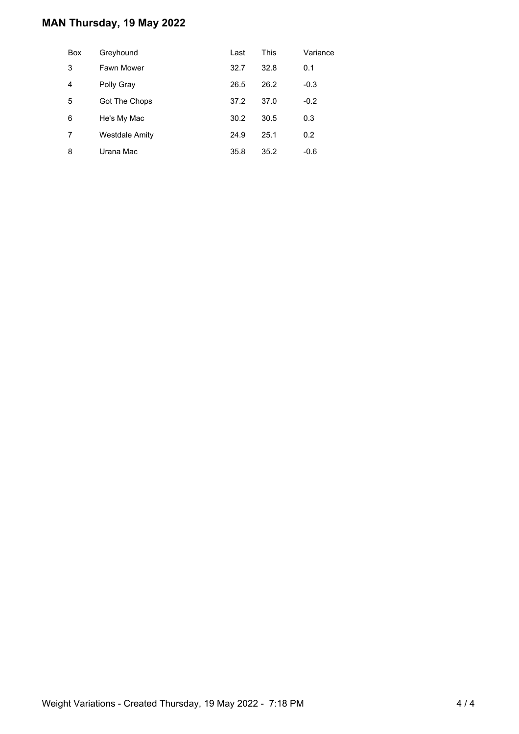## MAN Thursday, 19 May 2022

| Box | Greyhound | Last | This | Variance |
|---|---|---|---|---|
| 3 | Fawn Mower | 32.7 | 32.8 | 0.1 |
| 4 | Polly Gray | 26.5 | 26.2 | -0.3 |
| 5 | Got The Chops | 37.2 | 37.0 | -0.2 |
| 6 | He's My Mac | 30.2 | 30.5 | 0.3 |
| 7 | Westdale Amity | 24.9 | 25.1 | 0.2 |
| 8 | Urana Mac | 35.8 | 35.2 | -0.6 |